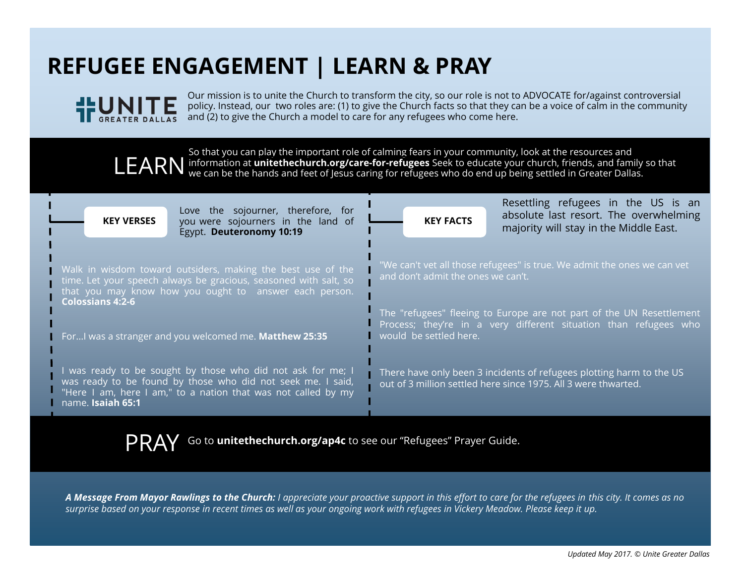# REFUGEE ENGAGEMENT | LEARN & PRAY

UNITE GREATER DALLAS

Our mission is to unite the Church to transform the city, so our role is not to ADVOCATE for/against controversial policy. Instead, our two roles are: (1) to give the Church facts so that they can be a voice of calm in the community and (2) to give the Church a model to care for any refugees who come here.

## LEARN

So that you can play the important role of calming fears in your community, look at the resources and information at **unitethechurch.org/care-for-refugees** Seek to educate your church, friends, and family so that we can be the hands and feet of Jesus caring for refugees who do end up being settled in Greater Dallas.

### KEY VERSES

Love the sojourner, therefore, for you were sojourners in the land of Egypt. **Deuteronomy 10:19**

Walk in wisdom toward outsiders, making the best use of the time. Let your speech always be gracious, seasoned with salt, so that you may know how you ought to answer each person. **Colossians 4:2-6**

For...I was a stranger and you welcomed me. **Matthew 25:35**

I was ready to be sought by those who did not ask for me; I was ready to be found by those who did not seek me. I said, "Here I am, here I am," to a nation that was not called by my name. **Isaiah 65:1**

### KEY FACTS

Resettling refugees in the US is an absolute last resort. The overwhelming majority will stay in the Middle East.

"We can't vet all those refugees" is true. We admit the ones we can vet and don't admit the ones we can't.

The "refugees" fleeing to Europe are not part of the UN Resettlement Process; they're in a very different situation than refugees who would be settled here.

There have only been 3 incidents of refugees plotting harm to the US out of 3 million settled here since 1975. All 3 were thwarted.

## PRAY

Go to **unitethechurch.org/ap4c** to see our "Refugees" Prayer Guide.

***A Message From Mayor Rawlings to the Church:*** *I appreciate your proactive support in this effort to care for the refugees in this city. It comes as no surprise based on your response in recent times as well as your ongoing work with refugees in Vickery Meadow. Please keep it up.*

*Updated May 2017. © Unite Greater Dallas*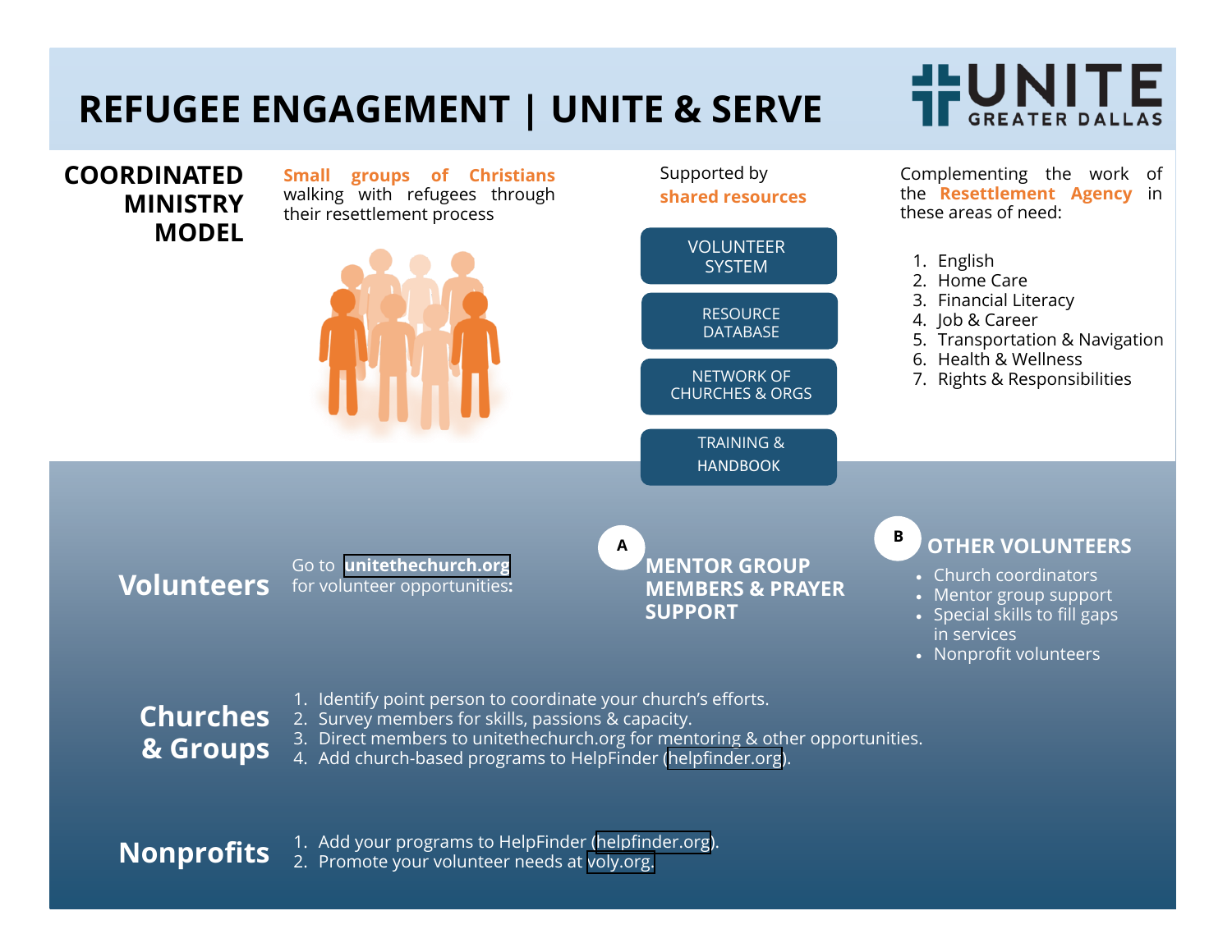# REFUGEE ENGAGEMENT | UNITE & SERVE

UNITE GREATER DALLAS

## COORDINATED MINISTRY MODEL

**Small groups of Christians** walking with refugees through their resettlement process

Supported by **shared resources**

- VOLUNTEER SYSTEM
- RESOURCE DATABASE
- NETWORK OF CHURCHES & ORGS
- TRAINING & HANDBOOK

Complementing the work of the **Resettlement Agency** in these areas of need:

1. English
2. Home Care
3. Financial Literacy
4. Job & Career
5. Transportation & Navigation
6. Health & Wellness
7. Rights & Responsibilities

## Volunteers

Go to **unitethechurch.org** for volunteer opportunities:

**A** **MENTOR GROUP MEMBERS & PRAYER SUPPORT**

**B** **OTHER VOLUNTEERS**

- Church coordinators
- Mentor group support
- Special skills to fill gaps in services
- Nonprofit volunteers

## Churches & Groups

1. Identify point person to coordinate your church's efforts.
2. Survey members for skills, passions & capacity.
3. Direct members to unitethechurch.org for mentoring & other opportunities.
4. Add church-based programs to HelpFinder (helpfinder.org).

## Nonprofits

1. Add your programs to HelpFinder (helpfinder.org).
2. Promote your volunteer needs at voly.org.